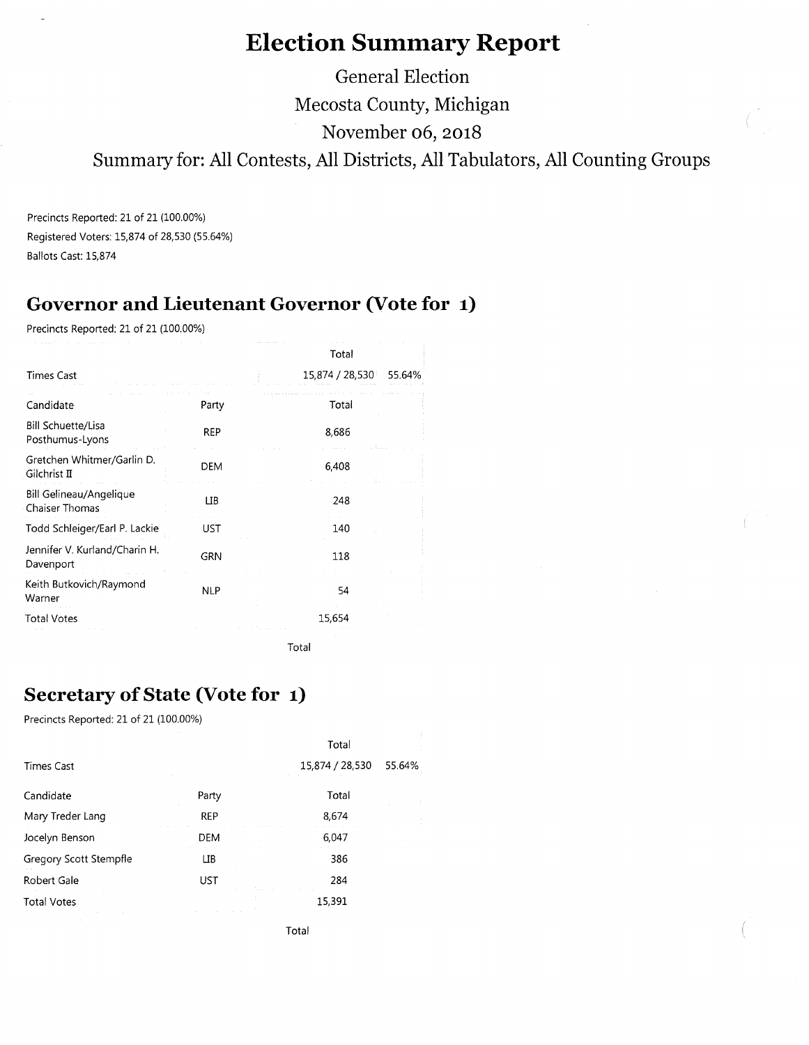# Election Summary Report

General Election

Mecosta County, Michigan

November 06, 2018

Summary for: All Contests, All Districts, All Tabulators, All Counting Groups

Precincts Reported: 21 of 21 (100.00%)

Registered Voters: 15,874 of 28,530 (55.64%)

Ballots Cast: 15,874

## Governor and Lieutenant Governor (Vote for 1)

Precincts Reported: 21 of 21 (100.00%)

| | | Total | |
|---|---|---|---|
| Times Cast | | 15,874 / 28,530 | 55.64% |

| Candidate | Party | Total |
|---|---|---|
| Bill Schuette/Lisa Posthumus-Lyons | REP | 8,686 |
| Gretchen Whitmer/Garlin D. Gilchrist II | DEM | 6,408 |
| Bill Gelineau/Angelique Chaiser Thomas | LIB | 248 |
| Todd Schleiger/Earl P. Lackie | UST | 140 |
| Jennifer V. Kurland/Charin H. Davenport | GRN | 118 |
| Keith Butkovich/Raymond Warner | NLP | 54 |
| Total Votes | | 15,654 |

Total

## Secretary of State (Vote for 1)

Precincts Reported: 21 of 21 (100.00%)

| | | Total | |
|---|---|---|---|
| Times Cast | | 15,874 / 28,530 | 55.64% |

| Candidate | Party | Total |
|---|---|---|
| Mary Treder Lang | REP | 8,674 |
| Jocelyn Benson | DEM | 6,047 |
| Gregory Scott Stempfle | LIB | 386 |
| Robert Gale | UST | 284 |
| Total Votes | | 15,391 |

Total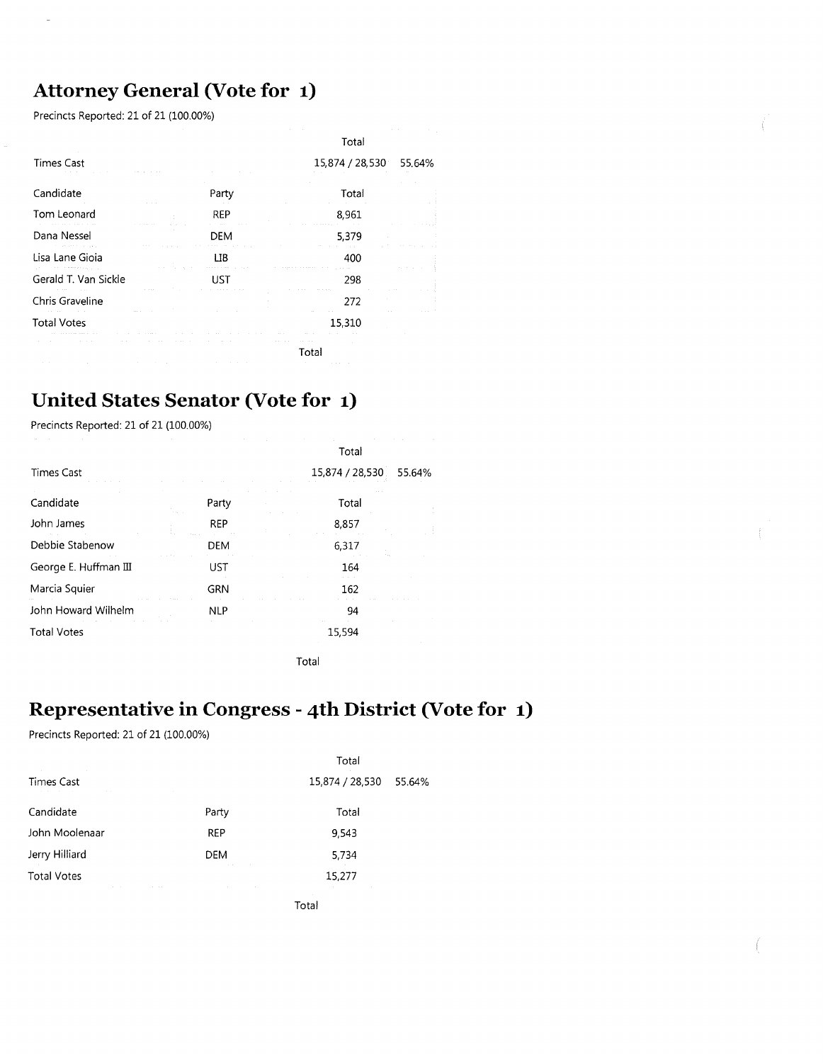## Attorney General (Vote for 1)

Precincts Reported: 21 of 21 (100.00%)

| | | Total | |
|---|---|---|---|
| Times Cast | | 15,874 / 28,530 | 55.64% |

| Candidate | Party | Total |
|---|---|---|
| Tom Leonard | REP | 8,961 |
| Dana Nessel | DEM | 5,379 |
| Lisa Lane Gioia | LIB | 400 |
| Gerald T. Van Sickle | UST | 298 |
| Chris Graveline | | 272 |
| Total Votes | | 15,310 |

Total

## United States Senator (Vote for 1)

Precincts Reported: 21 of 21 (100.00%)

| | | Total | |
|---|---|---|---|
| Times Cast | | 15,874 / 28,530 | 55.64% |

| Candidate | Party | Total |
|---|---|---|
| John James | REP | 8,857 |
| Debbie Stabenow | DEM | 6,317 |
| George E. Huffman III | UST | 164 |
| Marcia Squier | GRN | 162 |
| John Howard Wilhelm | NLP | 94 |
| Total Votes | | 15,594 |

Total

## Representative in Congress - 4th District (Vote for 1)

Precincts Reported: 21 of 21 (100.00%)

| | | Total | |
|---|---|---|---|
| Times Cast | | 15,874 / 28,530 | 55.64% |

| Candidate | Party | Total |
|---|---|---|
| John Moolenaar | REP | 9,543 |
| Jerry Hilliard | DEM | 5,734 |
| Total Votes | | 15,277 |

Total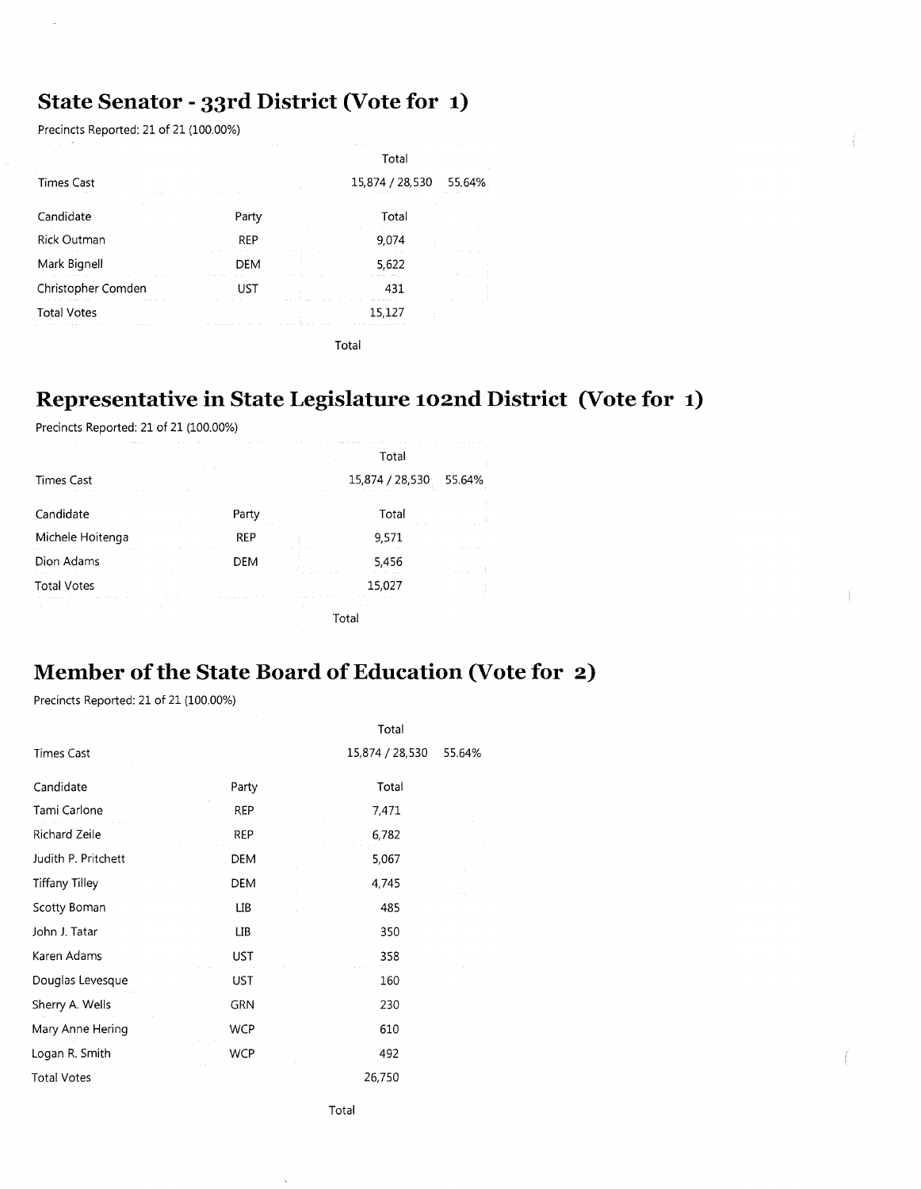## State Senator - 33rd District (Vote for 1)

Precincts Reported: 21 of 21 (100.00%)

| | | Total | |
|---|---|---|---|
| Times Cast | | 15,874 / 28,530 | 55.64% |

| Candidate | Party | Total |
|---|---|---|
| Rick Outman | REP | 9,074 |
| Mark Bignell | DEM | 5,622 |
| Christopher Comden | UST | 431 |
| Total Votes | | 15,127 |

Total

## Representative in State Legislature 102nd District (Vote for 1)

Precincts Reported: 21 of 21 (100.00%)

| | | Total | |
|---|---|---|---|
| Times Cast | | 15,874 / 28,530 | 55.64% |

| Candidate | Party | Total |
|---|---|---|
| Michele Hoitenga | REP | 9,571 |
| Dion Adams | DEM | 5,456 |
| Total Votes | | 15,027 |

Total

## Member of the State Board of Education (Vote for 2)

Precincts Reported: 21 of 21 (100.00%)

| | | Total | |
|---|---|---|---|
| Times Cast | | 15,874 / 28,530 | 55.64% |

| Candidate | Party | Total |
|---|---|---|
| Tami Carlone | REP | 7,471 |
| Richard Zeile | REP | 6,782 |
| Judith P. Pritchett | DEM | 5,067 |
| Tiffany Tilley | DEM | 4,745 |
| Scotty Boman | LIB | 485 |
| John J. Tatar | LIB | 350 |
| Karen Adams | UST | 358 |
| Douglas Levesque | UST | 160 |
| Sherry A. Wells | GRN | 230 |
| Mary Anne Hering | WCP | 610 |
| Logan R. Smith | WCP | 492 |
| Total Votes | | 26,750 |

Total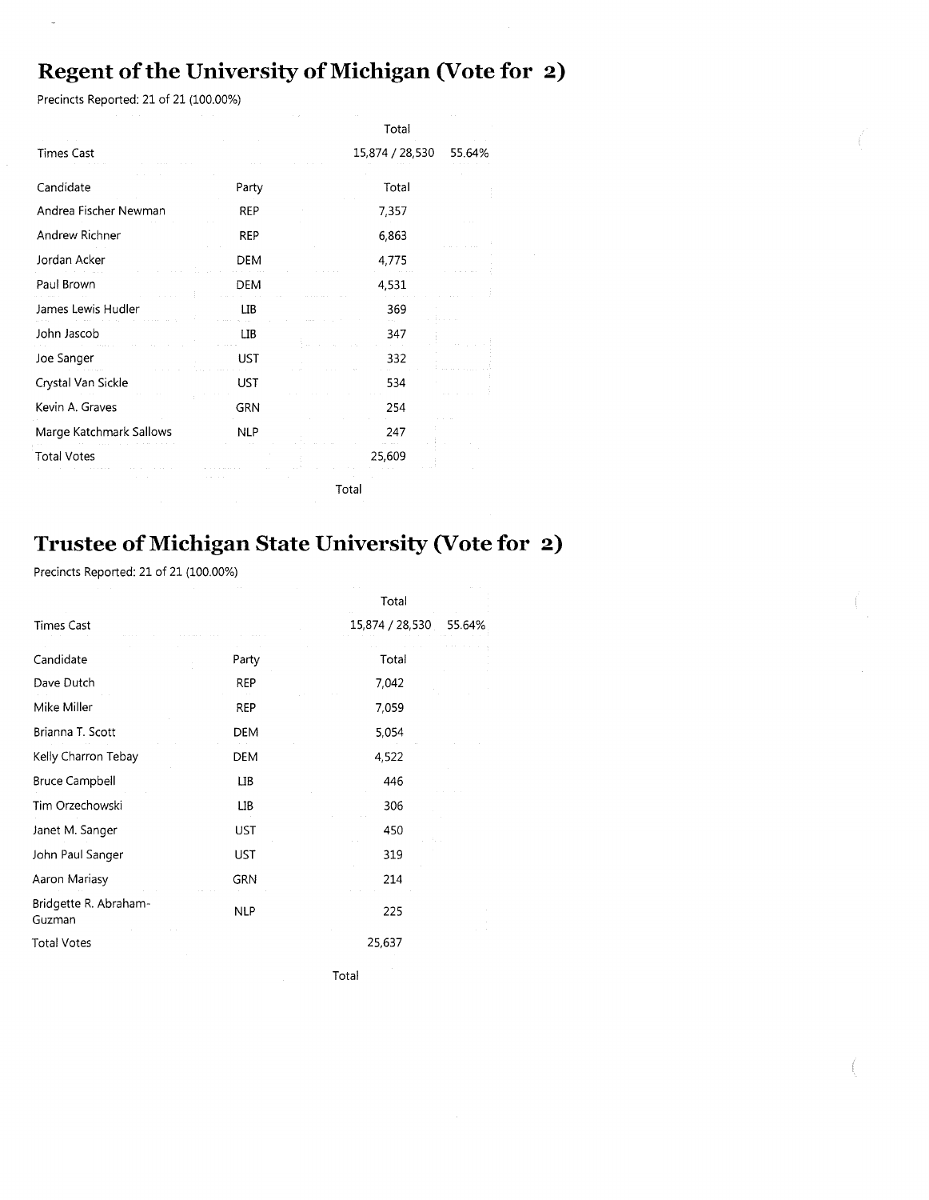## Regent of the University of Michigan (Vote for 2)

Precincts Reported: 21 of 21 (100.00%)

| | | Total | |
|---|---|---|---|
| Times Cast | | 15,874 / 28,530 | 55.64% |

| Candidate | Party | Total |
|---|---|---|
| Andrea Fischer Newman | REP | 7,357 |
| Andrew Richner | REP | 6,863 |
| Jordan Acker | DEM | 4,775 |
| Paul Brown | DEM | 4,531 |
| James Lewis Hudler | LIB | 369 |
| John Jascob | LIB | 347 |
| Joe Sanger | UST | 332 |
| Crystal Van Sickle | UST | 534 |
| Kevin A. Graves | GRN | 254 |
| Marge Katchmark Sallows | NLP | 247 |
| Total Votes | | 25,609 |

Total

## Trustee of Michigan State University (Vote for 2)

Precincts Reported: 21 of 21 (100.00%)

| | | Total | |
|---|---|---|---|
| Times Cast | | 15,874 / 28,530 | 55.64% |

| Candidate | Party | Total |
|---|---|---|
| Dave Dutch | REP | 7,042 |
| Mike Miller | REP | 7,059 |
| Brianna T. Scott | DEM | 5,054 |
| Kelly Charron Tebay | DEM | 4,522 |
| Bruce Campbell | LIB | 446 |
| Tim Orzechowski | LIB | 306 |
| Janet M. Sanger | UST | 450 |
| John Paul Sanger | UST | 319 |
| Aaron Mariasy | GRN | 214 |
| Bridgette R. Abraham-Guzman | NLP | 225 |
| Total Votes | | 25,637 |

Total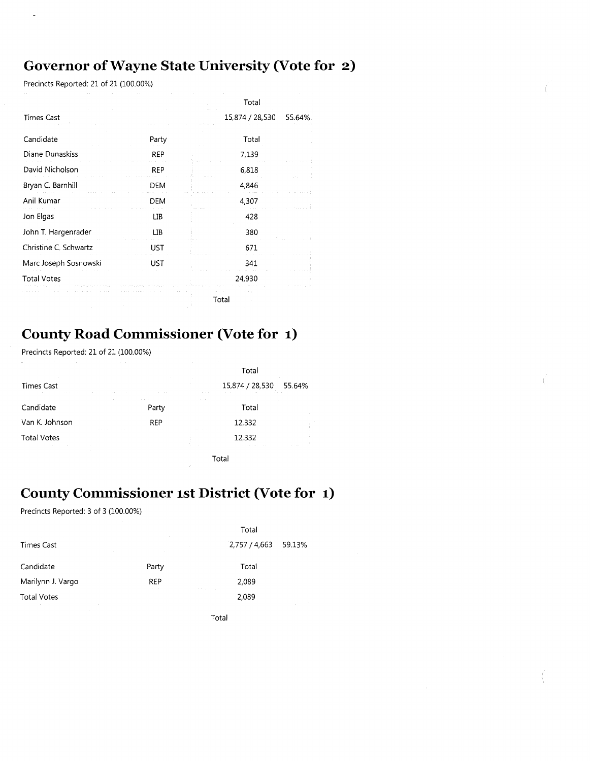## Governor of Wayne State University (Vote for 2)

Precincts Reported: 21 of 21 (100.00%)

| | | Total | |
|---|---|---|---|
| Times Cast | | 15,874 / 28,530 | 55.64% |

| Candidate | Party | Total |
|---|---|---|
| Diane Dunaskiss | REP | 7,139 |
| David Nicholson | REP | 6,818 |
| Bryan C. Barnhill | DEM | 4,846 |
| Anil Kumar | DEM | 4,307 |
| Jon Elgas | LIB | 428 |
| John T. Hargenrader | LIB | 380 |
| Christine C. Schwartz | UST | 671 |
| Marc Joseph Sosnowski | UST | 341 |
| Total Votes | | 24,930 |

Total

## County Road Commissioner (Vote for 1)

Precincts Reported: 21 of 21 (100.00%)

| | | Total | |
|---|---|---|---|
| Times Cast | | 15,874 / 28,530 | 55.64% |

| Candidate | Party | Total |
|---|---|---|
| Van K. Johnson | REP | 12,332 |
| Total Votes | | 12,332 |

Total

## County Commissioner 1st District (Vote for 1)

Precincts Reported: 3 of 3 (100.00%)

| | | Total | |
|---|---|---|---|
| Times Cast | | 2,757 / 4,663 | 59.13% |

| Candidate | Party | Total |
|---|---|---|
| Marilynn J. Vargo | REP | 2,089 |
| Total Votes | | 2,089 |

Total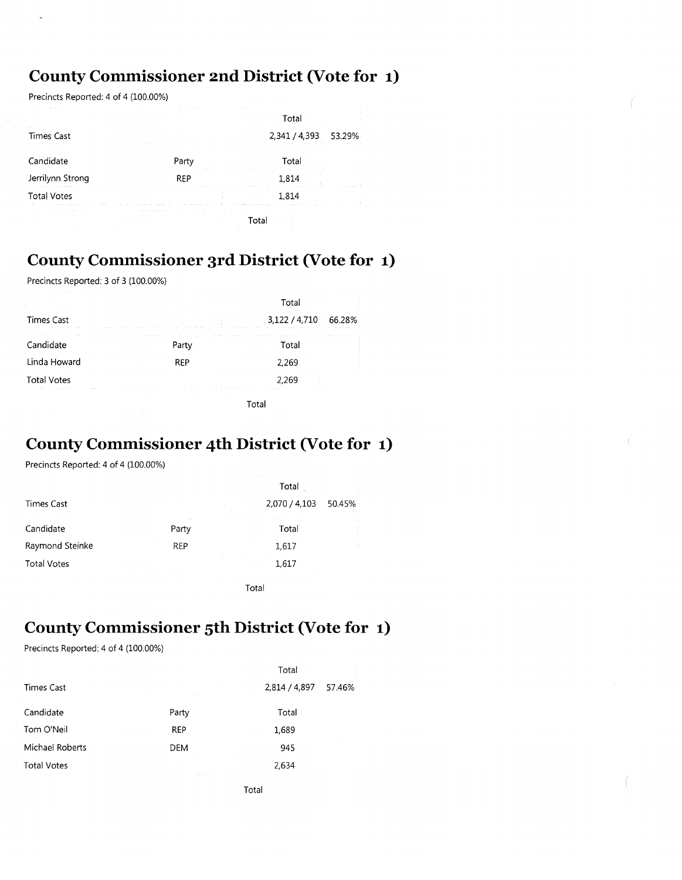## County Commissioner 2nd District (Vote for 1)

Precincts Reported: 4 of 4 (100.00%)

| | | Total | |
|---|---|---|---|
| Times Cast | | 2,341 / 4,393 | 53.29% |

| Candidate | Party | Total |
|---|---|---|
| Jerrilynn Strong | REP | 1,814 |
| Total Votes | | 1,814 |

Total

## County Commissioner 3rd District (Vote for 1)

Precincts Reported: 3 of 3 (100.00%)

| | | Total | |
|---|---|---|---|
| Times Cast | | 3,122 / 4,710 | 66.28% |

| Candidate | Party | Total |
|---|---|---|
| Linda Howard | REP | 2,269 |
| Total Votes | | 2,269 |

Total

## County Commissioner 4th District (Vote for 1)

Precincts Reported: 4 of 4 (100.00%)

| | | Total | |
|---|---|---|---|
| Times Cast | | 2,070 / 4,103 | 50.45% |

| Candidate | Party | Total |
|---|---|---|
| Raymond Steinke | REP | 1,617 |
| Total Votes | | 1,617 |

Total

## County Commissioner 5th District (Vote for 1)

Precincts Reported: 4 of 4 (100.00%)

| | | Total | |
|---|---|---|---|
| Times Cast | | 2,814 / 4,897 | 57.46% |

| Candidate | Party | Total |
|---|---|---|
| Tom O'Neil | REP | 1,689 |
| Michael Roberts | DEM | 945 |
| Total Votes | | 2,634 |

Total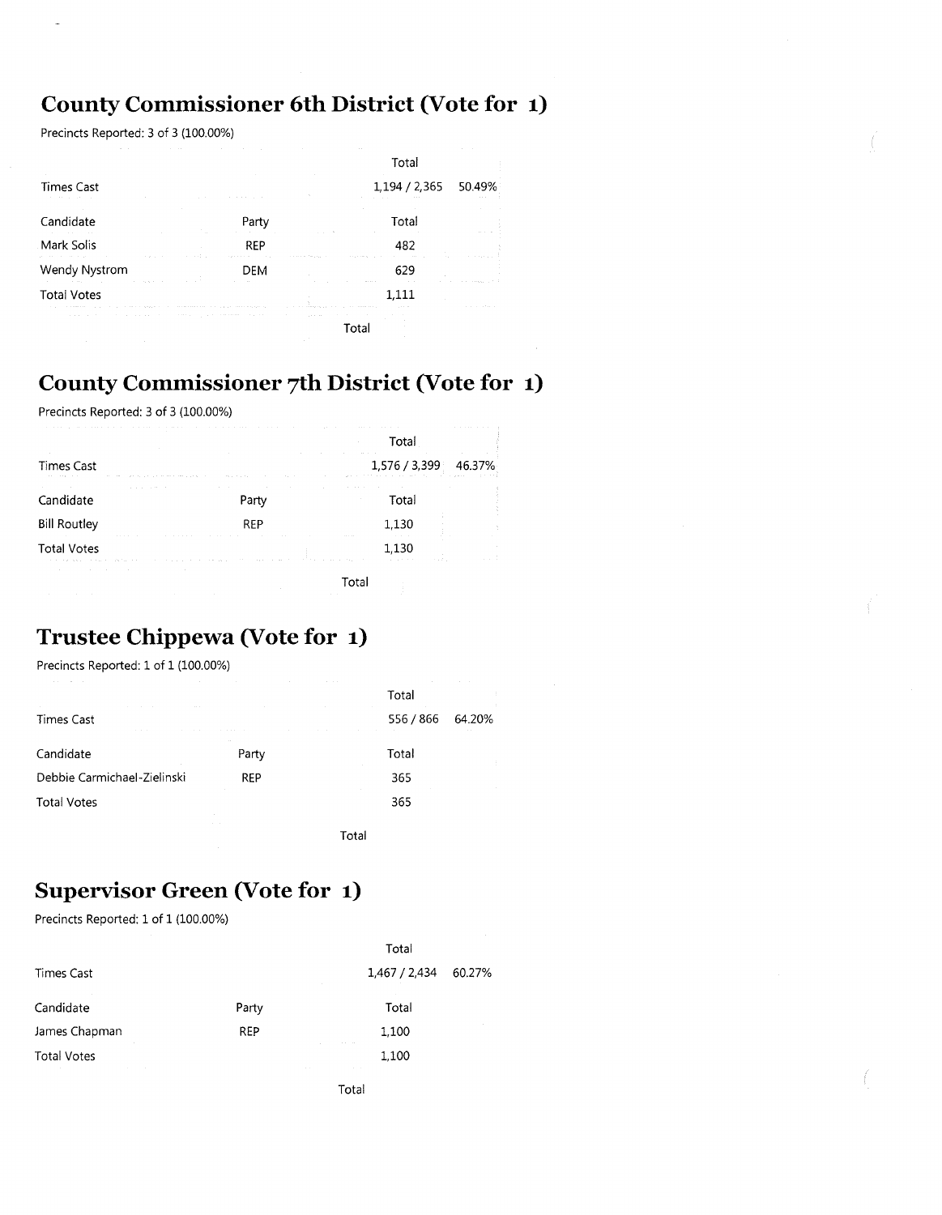## County Commissioner 6th District (Vote for 1)

Precincts Reported: 3 of 3 (100.00%)

| | | Total | |
|---|---|---|---|
| Times Cast | | 1,194 / 2,365 | 50.49% |

| Candidate | Party | Total |
|---|---|---|
| Mark Solis | REP | 482 |
| Wendy Nystrom | DEM | 629 |
| Total Votes | | 1,111 |

Total

## County Commissioner 7th District (Vote for 1)

Precincts Reported: 3 of 3 (100.00%)

| | | Total | |
|---|---|---|---|
| Times Cast | | 1,576 / 3,399 | 46.37% |

| Candidate | Party | Total |
|---|---|---|
| Bill Routley | REP | 1,130 |
| Total Votes | | 1,130 |

Total

## Trustee Chippewa (Vote for 1)

Precincts Reported: 1 of 1 (100.00%)

| | | Total | |
|---|---|---|---|
| Times Cast | | 556 / 866 | 64.20% |

| Candidate | Party | Total |
|---|---|---|
| Debbie Carmichael-Zielinski | REP | 365 |
| Total Votes | | 365 |

Total

## Supervisor Green (Vote for 1)

Precincts Reported: 1 of 1 (100.00%)

| | | Total | |
|---|---|---|---|
| Times Cast | | 1,467 / 2,434 | 60.27% |

| Candidate | Party | Total |
|---|---|---|
| James Chapman | REP | 1,100 |
| Total Votes | | 1,100 |

Total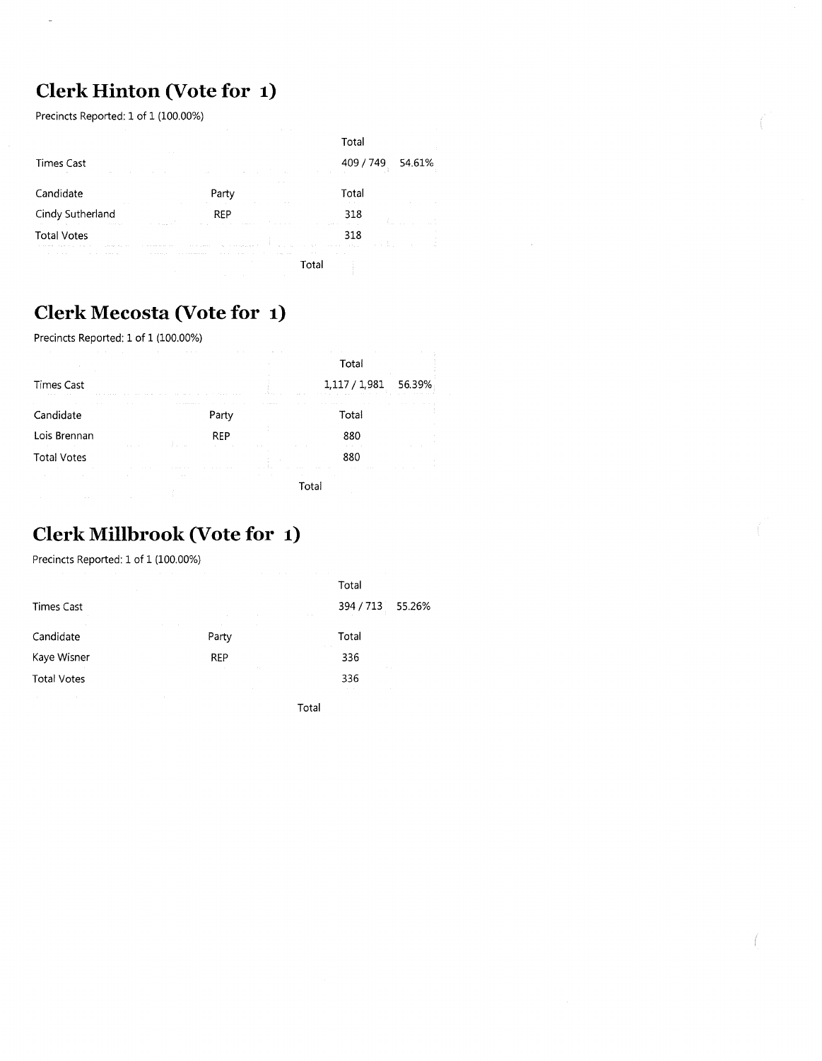## Clerk Hinton (Vote for 1)

Precincts Reported: 1 of 1 (100.00%)

| | | Total | |
|---|---|---|---|
| Times Cast | | 409 / 749 | 54.61% |

| Candidate | Party | Total |
|---|---|---|
| Cindy Sutherland | REP | 318 |
| Total Votes | | 318 |

Total

## Clerk Mecosta (Vote for 1)

Precincts Reported: 1 of 1 (100.00%)

| | | Total | |
|---|---|---|---|
| Times Cast | | 1,117 / 1,981 | 56.39% |

| Candidate | Party | Total |
|---|---|---|
| Lois Brennan | REP | 880 |
| Total Votes | | 880 |

Total

## Clerk Millbrook (Vote for 1)

Precincts Reported: 1 of 1 (100.00%)

| | | Total | |
|---|---|---|---|
| Times Cast | | 394 / 713 | 55.26% |

| Candidate | Party | Total |
|---|---|---|
| Kaye Wisner | REP | 336 |
| Total Votes | | 336 |

Total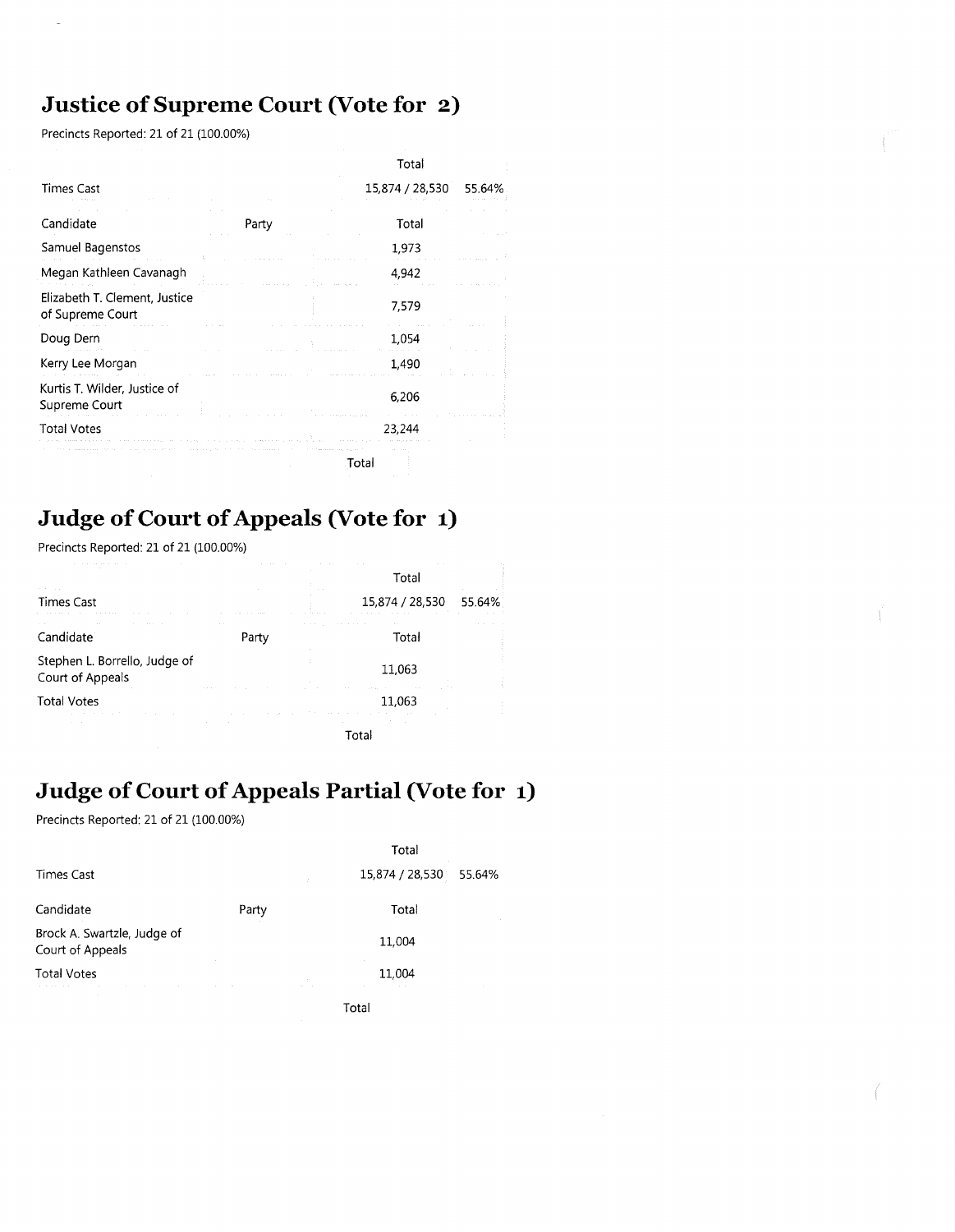## Justice of Supreme Court (Vote for 2)

Precincts Reported: 21 of 21 (100.00%)

| | | Total | |
|---|---|---|---|
| Times Cast | | 15,874 / 28,530 | 55.64% |

| Candidate | Party | Total |
|---|---|---|
| Samuel Bagenstos | | 1,973 |
| Megan Kathleen Cavanagh | | 4,942 |
| Elizabeth T. Clement, Justice of Supreme Court | | 7,579 |
| Doug Dern | | 1,054 |
| Kerry Lee Morgan | | 1,490 |
| Kurtis T. Wilder, Justice of Supreme Court | | 6,206 |
| Total Votes | | 23,244 |
| | | Total |

## Judge of Court of Appeals (Vote for 1)

Precincts Reported: 21 of 21 (100.00%)

| | | Total | |
|---|---|---|---|
| Times Cast | | 15,874 / 28,530 | 55.64% |

| Candidate | Party | Total |
|---|---|---|
| Stephen L. Borrello, Judge of Court of Appeals | | 11,063 |
| Total Votes | | 11,063 |
| | | Total |

## Judge of Court of Appeals Partial (Vote for 1)

Precincts Reported: 21 of 21 (100.00%)

| | | Total | |
|---|---|---|---|
| Times Cast | | 15,874 / 28,530 | 55.64% |

| Candidate | Party | Total |
|---|---|---|
| Brock A. Swartzle, Judge of Court of Appeals | | 11,004 |
| Total Votes | | 11,004 |
| | | Total |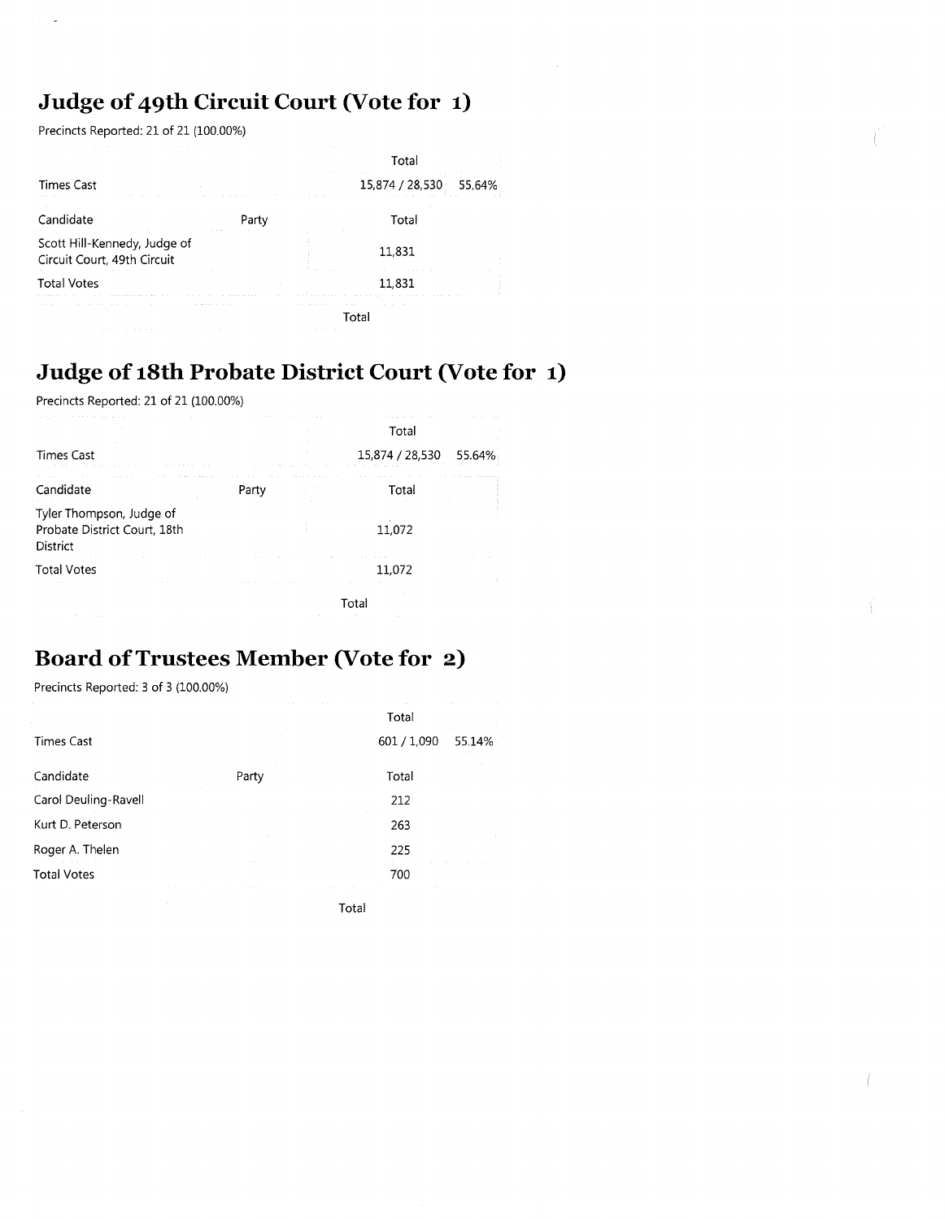## Judge of 49th Circuit Court (Vote for 1)

Precincts Reported: 21 of 21 (100.00%)

| | | Total | |
|---|---|---|---|
| Times Cast | | 15,874 / 28,530 | 55.64% |

| Candidate | Party | Total |
|---|---|---|
| Scott Hill-Kennedy, Judge of Circuit Court, 49th Circuit | | 11,831 |
| Total Votes | | 11,831 |

Total

## Judge of 18th Probate District Court (Vote for 1)

Precincts Reported: 21 of 21 (100.00%)

| | | Total | |
|---|---|---|---|
| Times Cast | | 15,874 / 28,530 | 55.64% |

| Candidate | Party | Total |
|---|---|---|
| Tyler Thompson, Judge of Probate District Court, 18th District | | 11,072 |
| Total Votes | | 11,072 |

Total

## Board of Trustees Member (Vote for 2)

Precincts Reported: 3 of 3 (100.00%)

| | | Total | |
|---|---|---|---|
| Times Cast | | 601 / 1,090 | 55.14% |

| Candidate | Party | Total |
|---|---|---|
| Carol Deuling-Ravell | | 212 |
| Kurt D. Peterson | | 263 |
| Roger A. Thelen | | 225 |
| Total Votes | | 700 |

Total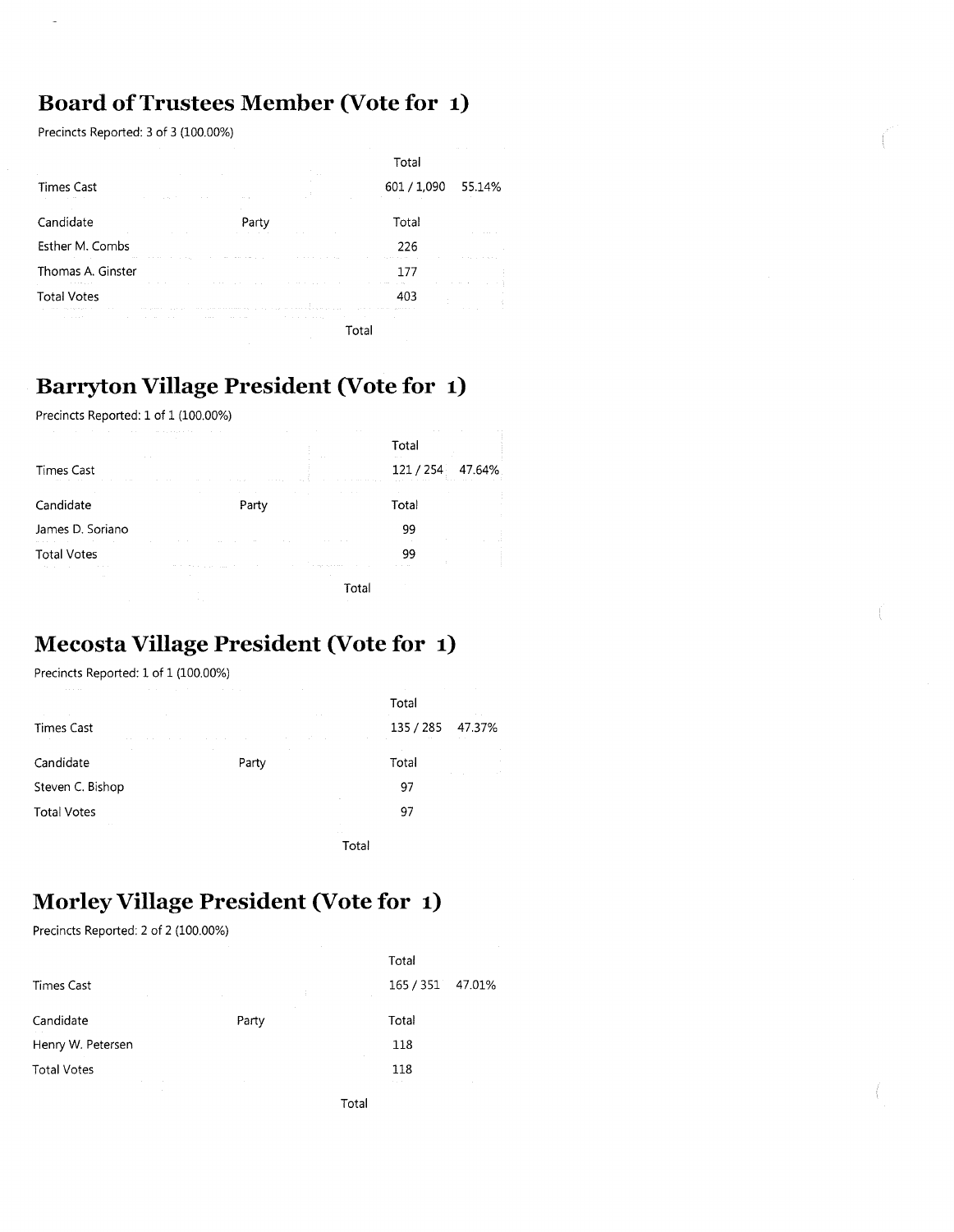## Board of Trustees Member (Vote for 1)

Precincts Reported: 3 of 3 (100.00%)

| | | Total | |
|---|---|---|---|
| Times Cast | | 601 / 1,090 | 55.14% |

| Candidate | Party | Total |
|---|---|---|
| Esther M. Combs | | 226 |
| Thomas A. Ginster | | 177 |
| Total Votes | | 403 |

Total

## Barryton Village President (Vote for 1)

Precincts Reported: 1 of 1 (100.00%)

| | | Total | |
|---|---|---|---|
| Times Cast | | 121 / 254 | 47.64% |

| Candidate | Party | Total |
|---|---|---|
| James D. Soriano | | 99 |
| Total Votes | | 99 |

Total

## Mecosta Village President (Vote for 1)

Precincts Reported: 1 of 1 (100.00%)

| | | Total | |
|---|---|---|---|
| Times Cast | | 135 / 285 | 47.37% |

| Candidate | Party | Total |
|---|---|---|
| Steven C. Bishop | | 97 |
| Total Votes | | 97 |

Total

## Morley Village President (Vote for 1)

Precincts Reported: 2 of 2 (100.00%)

| | | Total | |
|---|---|---|---|
| Times Cast | | 165 / 351 | 47.01% |

| Candidate | Party | Total |
|---|---|---|
| Henry W. Petersen | | 118 |
| Total Votes | | 118 |

Total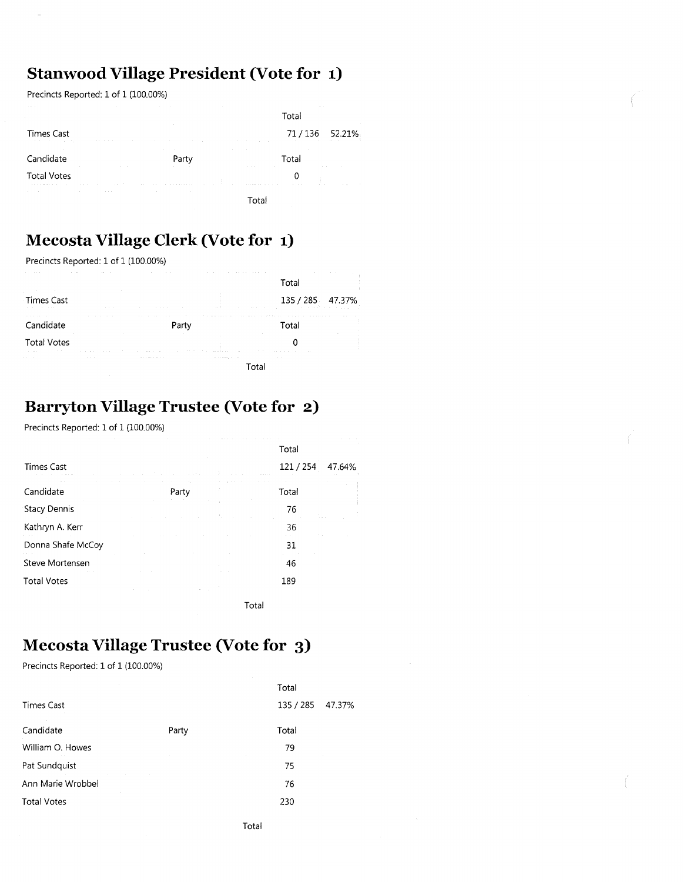## Stanwood Village President (Vote for 1)

Precincts Reported: 1 of 1 (100.00%)

| | | Total | |
|---|---|---|---|
| Times Cast | | 71 / 136 | 52.21% |

| Candidate | Party | Total |
|---|---|---|
| Total Votes | | 0 |

Total

## Mecosta Village Clerk (Vote for 1)

Precincts Reported: 1 of 1 (100.00%)

| | | Total | |
|---|---|---|---|
| Times Cast | | 135 / 285 | 47.37% |

| Candidate | Party | Total |
|---|---|---|
| Total Votes | | 0 |

Total

## Barryton Village Trustee (Vote for 2)

Precincts Reported: 1 of 1 (100.00%)

| | | Total | |
|---|---|---|---|
| Times Cast | | 121 / 254 | 47.64% |

| Candidate | Party | Total |
|---|---|---|
| Stacy Dennis | | 76 |
| Kathryn A. Kerr | | 36 |
| Donna Shafe McCoy | | 31 |
| Steve Mortensen | | 46 |
| Total Votes | | 189 |

Total

## Mecosta Village Trustee (Vote for 3)

Precincts Reported: 1 of 1 (100.00%)

| | | Total | |
|---|---|---|---|
| Times Cast | | 135 / 285 | 47.37% |

| Candidate | Party | Total |
|---|---|---|
| William O. Howes | | 79 |
| Pat Sundquist | | 75 |
| Ann Marie Wrobbel | | 76 |
| Total Votes | | 230 |

Total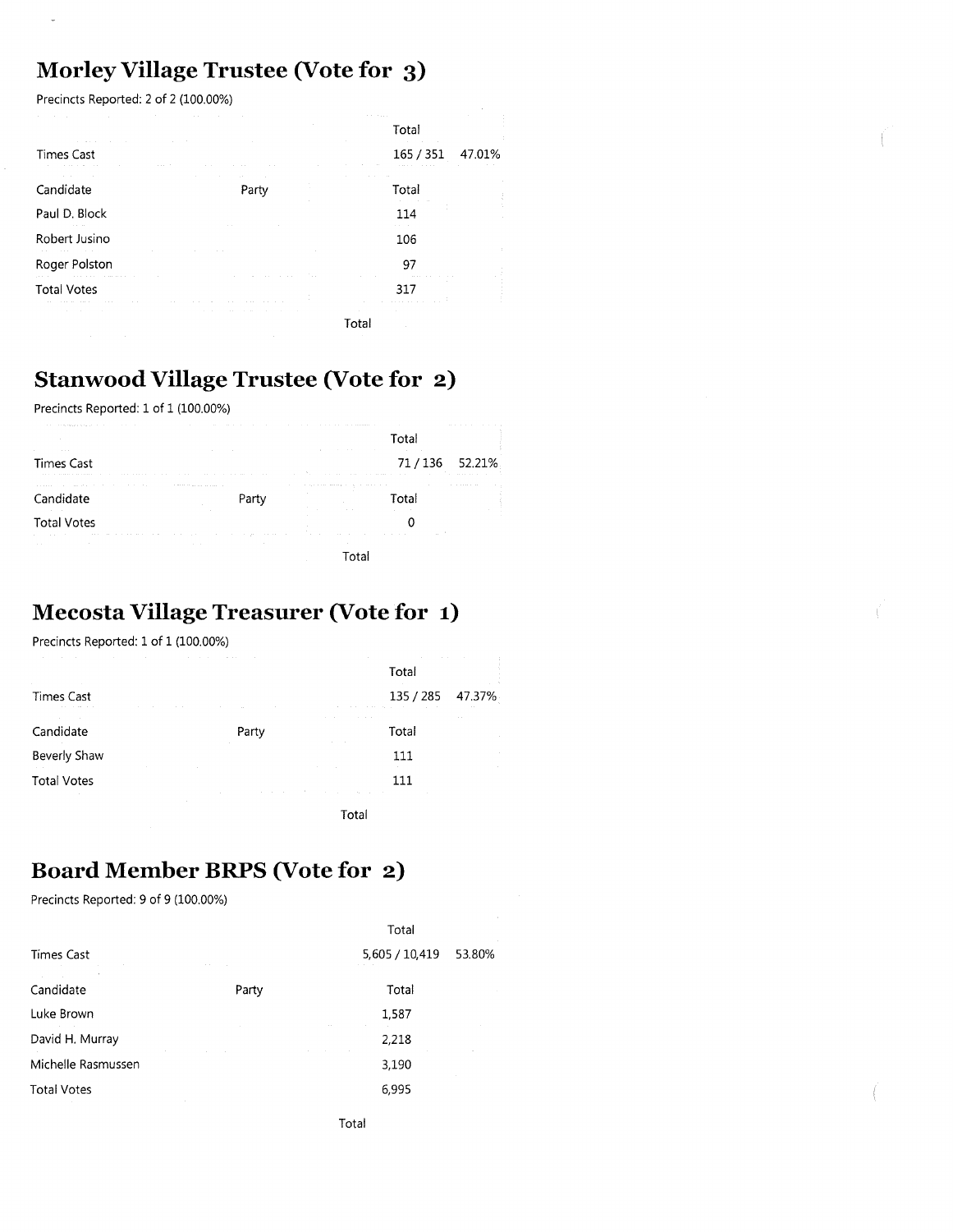## Morley Village Trustee (Vote for 3)

Precincts Reported: 2 of 2 (100.00%)

| | | Total | |
|---|---|---|---|
| Times Cast | | 165 / 351 | 47.01% |

| Candidate | Party | Total |
|---|---|---|
| Paul D. Block | | 114 |
| Robert Jusino | | 106 |
| Roger Polston | | 97 |
| Total Votes | | 317 |

Total

## Stanwood Village Trustee (Vote for 2)

Precincts Reported: 1 of 1 (100.00%)

| | | Total | |
|---|---|---|---|
| Times Cast | | 71 / 136 | 52.21% |

| Candidate | Party | Total |
|---|---|---|
| Total Votes | | 0 |

Total

## Mecosta Village Treasurer (Vote for 1)

Precincts Reported: 1 of 1 (100.00%)

| | | Total | |
|---|---|---|---|
| Times Cast | | 135 / 285 | 47.37% |

| Candidate | Party | Total |
|---|---|---|
| Beverly Shaw | | 111 |
| Total Votes | | 111 |

Total

## Board Member BRPS (Vote for 2)

Precincts Reported: 9 of 9 (100.00%)

| | | Total | |
|---|---|---|---|
| Times Cast | | 5,605 / 10,419 | 53.80% |

| Candidate | Party | Total |
|---|---|---|
| Luke Brown | | 1,587 |
| David H. Murray | | 2,218 |
| Michelle Rasmussen | | 3,190 |
| Total Votes | | 6,995 |

Total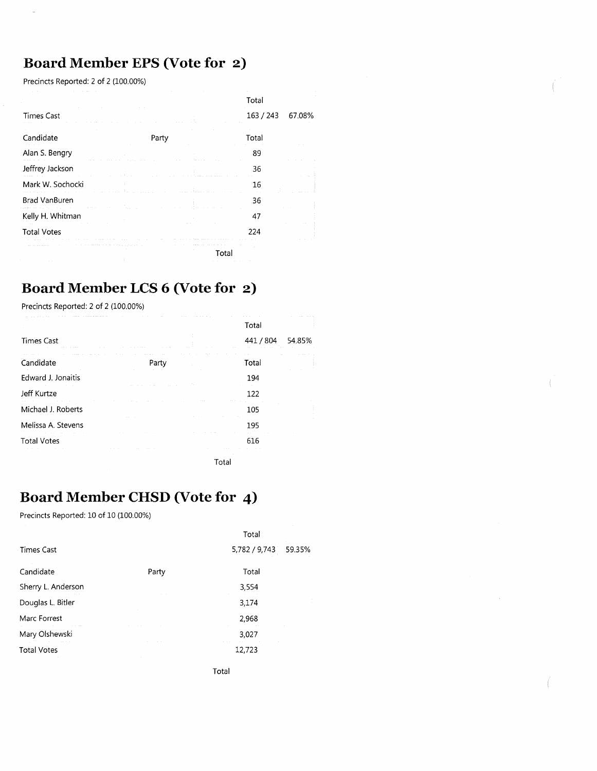## Board Member EPS (Vote for 2)

Precincts Reported: 2 of 2 (100.00%)

| | | Total | |
|---|---|---|---|
| Times Cast | | 163 / 243 | 67.08% |

| Candidate | Party | Total |
|---|---|---|
| Alan S. Bengry | | 89 |
| Jeffrey Jackson | | 36 |
| Mark W. Sochocki | | 16 |
| Brad VanBuren | | 36 |
| Kelly H. Whitman | | 47 |
| Total Votes | | 224 |

Total

## Board Member LCS 6 (Vote for 2)

Precincts Reported: 2 of 2 (100.00%)

| | | Total | |
|---|---|---|---|
| Times Cast | | 441 / 804 | 54.85% |

| Candidate | Party | Total |
|---|---|---|
| Edward J. Jonaitis | | 194 |
| Jeff Kurtze | | 122 |
| Michael J. Roberts | | 105 |
| Melissa A. Stevens | | 195 |
| Total Votes | | 616 |

Total

## Board Member CHSD (Vote for 4)

Precincts Reported: 10 of 10 (100.00%)

| | | Total | |
|---|---|---|---|
| Times Cast | | 5,782 / 9,743 | 59.35% |

| Candidate | Party | Total |
|---|---|---|
| Sherry L. Anderson | | 3,554 |
| Douglas L. Bitler | | 3,174 |
| Marc Forrest | | 2,968 |
| Mary Olshewski | | 3,027 |
| Total Votes | | 12,723 |

Total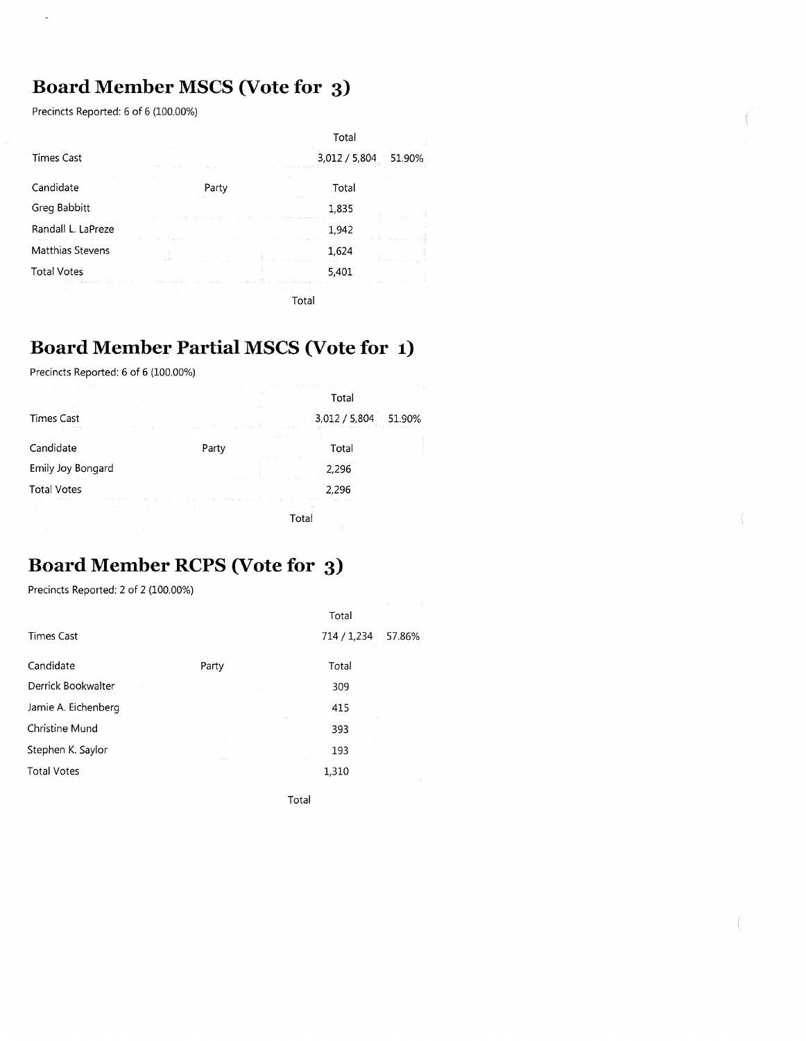## Board Member MSCS (Vote for 3)

Precincts Reported: 6 of 6 (100.00%)

| | | Total | |
|---|---|---|---|
| Times Cast | | 3,012 / 5,804 | 51.90% |

| Candidate | Party | Total |
|---|---|---|
| Greg Babbitt | | 1,835 |
| Randall L. LaPreze | | 1,942 |
| Matthias Stevens | | 1,624 |
| Total Votes | | 5,401 |

Total

## Board Member Partial MSCS (Vote for 1)

Precincts Reported: 6 of 6 (100.00%)

| | | Total | |
|---|---|---|---|
| Times Cast | | 3,012 / 5,804 | 51.90% |

| Candidate | Party | Total |
|---|---|---|
| Emily Joy Bongard | | 2,296 |
| Total Votes | | 2,296 |

Total

## Board Member RCPS (Vote for 3)

Precincts Reported: 2 of 2 (100.00%)

| | | Total | |
|---|---|---|---|
| Times Cast | | 714 / 1,234 | 57.86% |

| Candidate | Party | Total |
|---|---|---|
| Derrick Bookwalter | | 309 |
| Jamie A. Eichenberg | | 415 |
| Christine Mund | | 393 |
| Stephen K. Saylor | | 193 |
| Total Votes | | 1,310 |

Total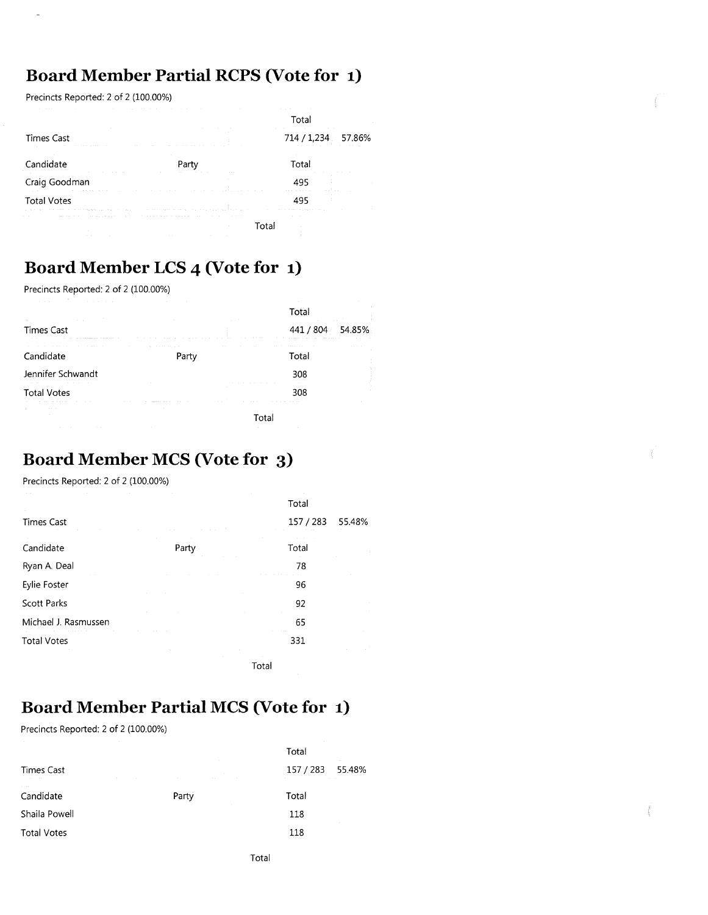## Board Member Partial RCPS (Vote for 1)

Precincts Reported: 2 of 2 (100.00%)

| | | Total | |
|---|---|---|---|
| Times Cast | | 714 / 1,234 | 57.86% |

| Candidate | Party | Total |
|---|---|---|
| Craig Goodman | | 495 |
| Total Votes | | 495 |

| | Total |
|---|---|

## Board Member LCS 4 (Vote for 1)

Precincts Reported: 2 of 2 (100.00%)

| | | Total | |
|---|---|---|---|
| Times Cast | | 441 / 804 | 54.85% |

| Candidate | Party | Total |
|---|---|---|
| Jennifer Schwandt | | 308 |
| Total Votes | | 308 |

| | Total |
|---|---|

## Board Member MCS (Vote for 3)

Precincts Reported: 2 of 2 (100.00%)

| | | Total | |
|---|---|---|---|
| Times Cast | | 157 / 283 | 55.48% |

| Candidate | Party | Total |
|---|---|---|
| Ryan A. Deal | | 78 |
| Eylie Foster | | 96 |
| Scott Parks | | 92 |
| Michael J. Rasmussen | | 65 |
| Total Votes | | 331 |

| | Total |
|---|---|

## Board Member Partial MCS (Vote for 1)

Precincts Reported: 2 of 2 (100.00%)

| | | Total | |
|---|---|---|---|
| Times Cast | | 157 / 283 | 55.48% |

| Candidate | Party | Total |
|---|---|---|
| Shaila Powell | | 118 |
| Total Votes | | 118 |

| | Total |
|---|---|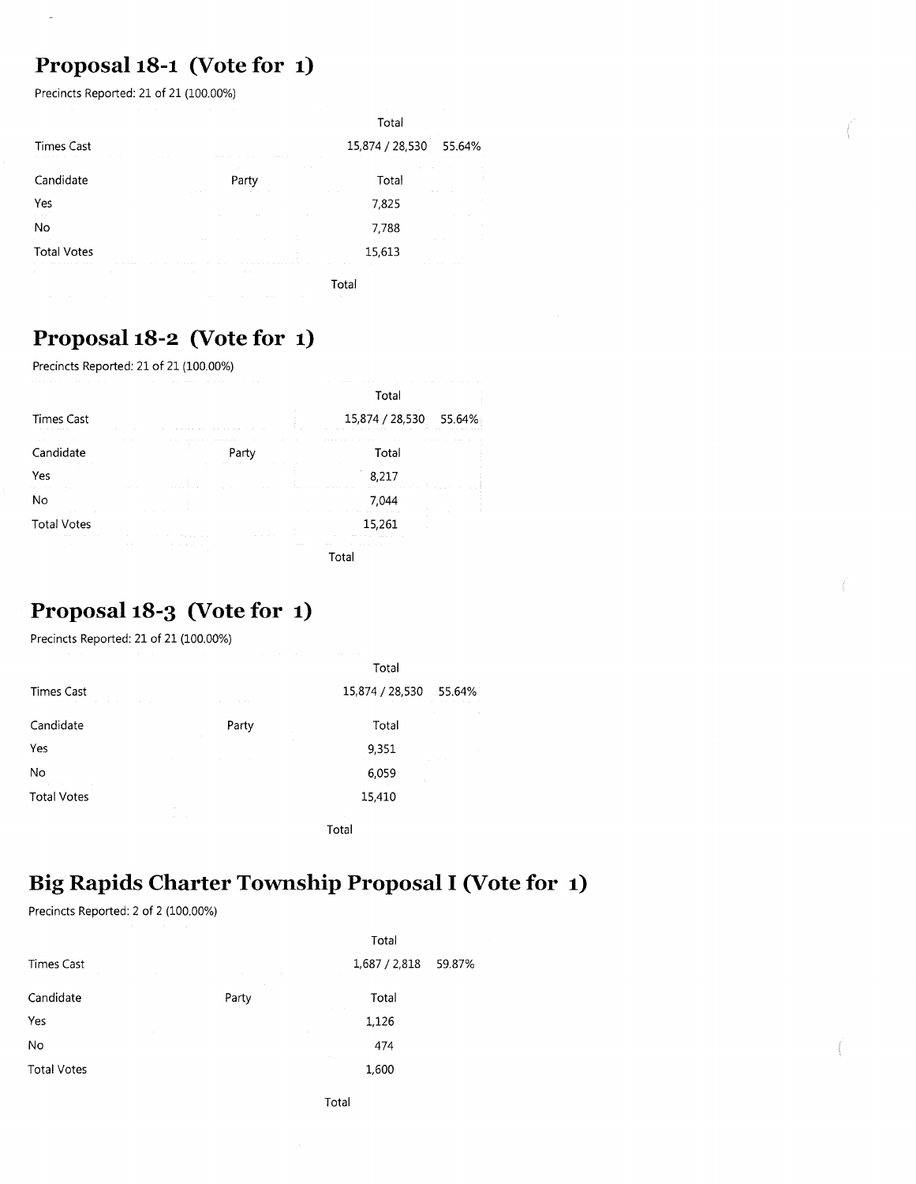## Proposal 18-1 (Vote for 1)

Precincts Reported: 21 of 21 (100.00%)

| | | Total | |
|---|---|---|---|
| Times Cast | | 15,874 / 28,530 | 55.64% |

| Candidate | Party | Total |
|---|---|---|
| Yes | | 7,825 |
| No | | 7,788 |
| Total Votes | | 15,613 |

Total

## Proposal 18-2 (Vote for 1)

Precincts Reported: 21 of 21 (100.00%)

| | | Total | |
|---|---|---|---|
| Times Cast | | 15,874 / 28,530 | 55.64% |

| Candidate | Party | Total |
|---|---|---|
| Yes | | 8,217 |
| No | | 7,044 |
| Total Votes | | 15,261 |

Total

## Proposal 18-3 (Vote for 1)

Precincts Reported: 21 of 21 (100.00%)

| | | Total | |
|---|---|---|---|
| Times Cast | | 15,874 / 28,530 | 55.64% |

| Candidate | Party | Total |
|---|---|---|
| Yes | | 9,351 |
| No | | 6,059 |
| Total Votes | | 15,410 |

Total

## Big Rapids Charter Township Proposal I (Vote for 1)

Precincts Reported: 2 of 2 (100.00%)

| | | Total | |
|---|---|---|---|
| Times Cast | | 1,687 / 2,818 | 59.87% |

| Candidate | Party | Total |
|---|---|---|
| Yes | | 1,126 |
| No | | 474 |
| Total Votes | | 1,600 |

Total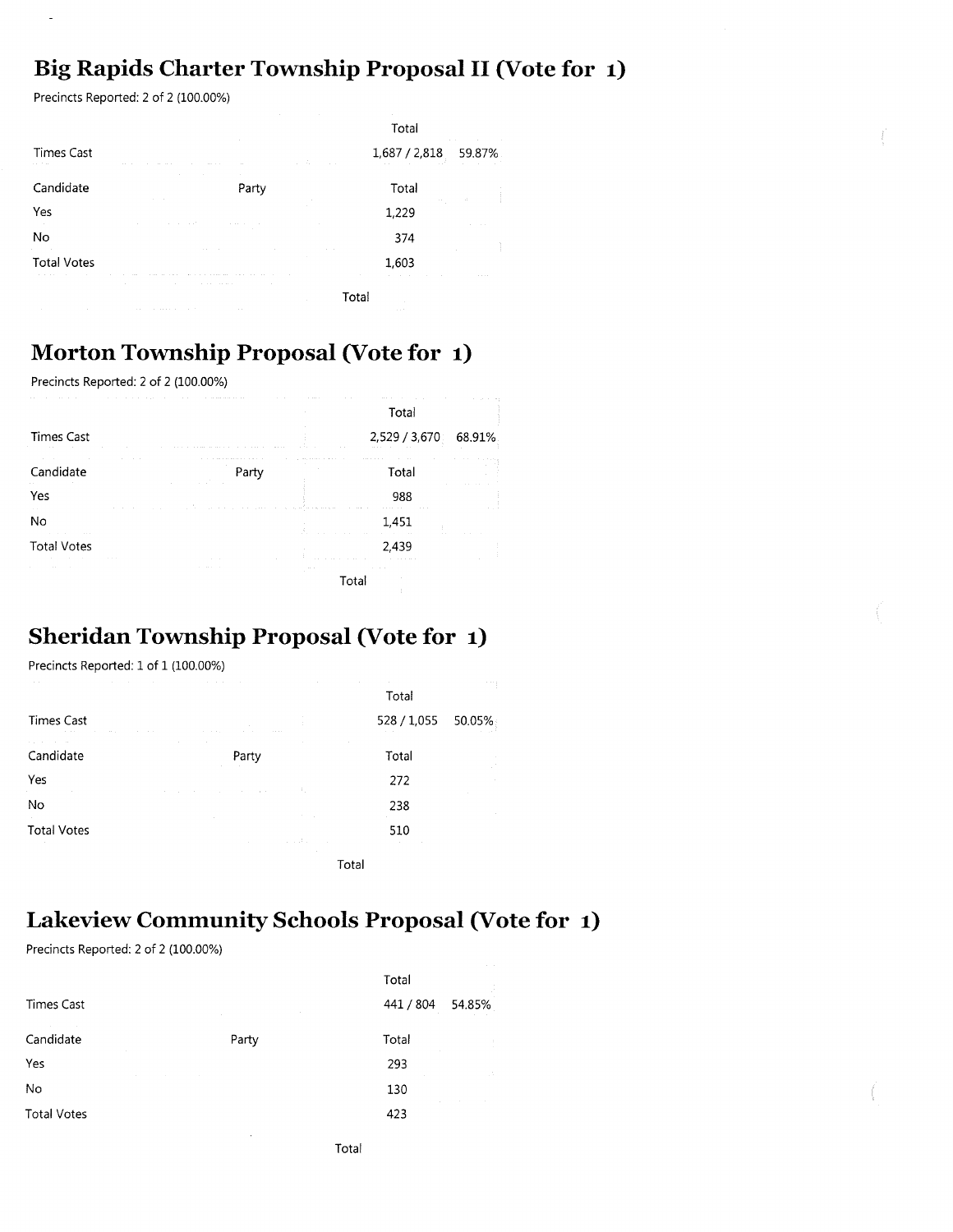## Big Rapids Charter Township Proposal II (Vote for 1)

Precincts Reported: 2 of 2 (100.00%)

| | | Total | |
|---|---|---|---|
| Times Cast | | 1,687 / 2,818 | 59.87% |

| Candidate | Party | Total |
|---|---|---|
| Yes | | 1,229 |
| No | | 374 |
| Total Votes | | 1,603 |

Total

## Morton Township Proposal (Vote for 1)

Precincts Reported: 2 of 2 (100.00%)

| | | Total | |
|---|---|---|---|
| Times Cast | | 2,529 / 3,670 | 68.91% |

| Candidate | Party | Total |
|---|---|---|
| Yes | | 988 |
| No | | 1,451 |
| Total Votes | | 2,439 |

Total

## Sheridan Township Proposal (Vote for 1)

Precincts Reported: 1 of 1 (100.00%)

| | | Total | |
|---|---|---|---|
| Times Cast | | 528 / 1,055 | 50.05% |

| Candidate | Party | Total |
|---|---|---|
| Yes | | 272 |
| No | | 238 |
| Total Votes | | 510 |

Total

## Lakeview Community Schools Proposal (Vote for 1)

Precincts Reported: 2 of 2 (100.00%)

| | | Total | |
|---|---|---|---|
| Times Cast | | 441 / 804 | 54.85% |

| Candidate | Party | Total |
|---|---|---|
| Yes | | 293 |
| No | | 130 |
| Total Votes | | 423 |

Total